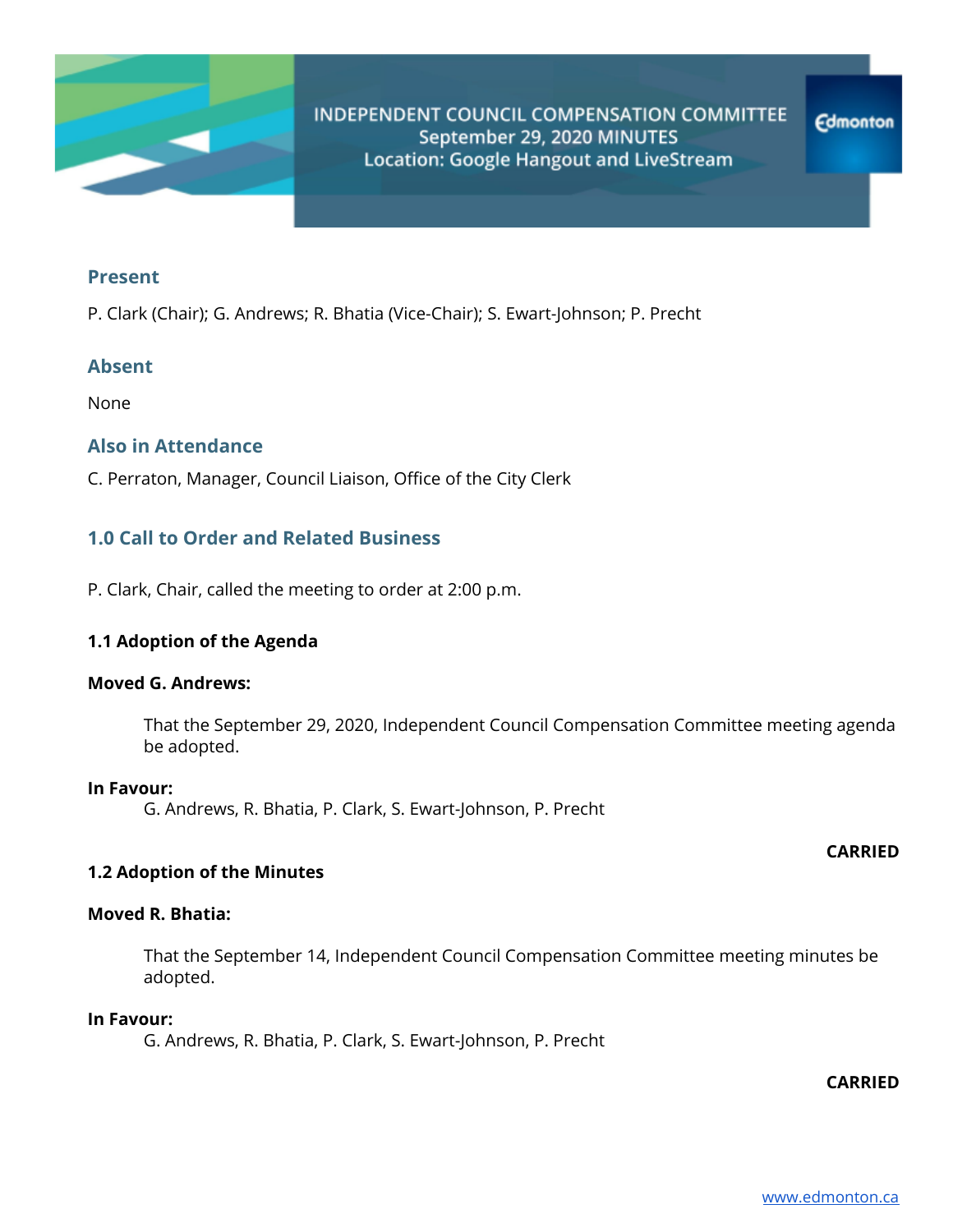# INDEPENDENT COUNCIL COMPENSATION COMMITTEE
September 29, 2020 MINUTES
Location: Google Hangout and LiveStream

## Present

P. Clark (Chair); G. Andrews; R. Bhatia (Vice-Chair); S. Ewart-Johnson; P. Precht

## Absent

None

## Also in Attendance

C. Perraton, Manager, Council Liaison, Office of the City Clerk

## 1.0 Call to Order and Related Business

P. Clark, Chair, called the meeting to order at 2:00 p.m.

### 1.1 Adoption of the Agenda

**Moved G. Andrews:**

> That the September 29, 2020, Independent Council Compensation Committee meeting agenda be adopted.

**In Favour:**
G. Andrews, R. Bhatia, P. Clark, S. Ewart-Johnson, P. Precht

**CARRIED**

### 1.2 Adoption of the Minutes

**Moved R. Bhatia:**

> That the September 14, Independent Council Compensation Committee meeting minutes be adopted.

**In Favour:**
G. Andrews, R. Bhatia, P. Clark, S. Ewart-Johnson, P. Precht

**CARRIED**

www.edmonton.ca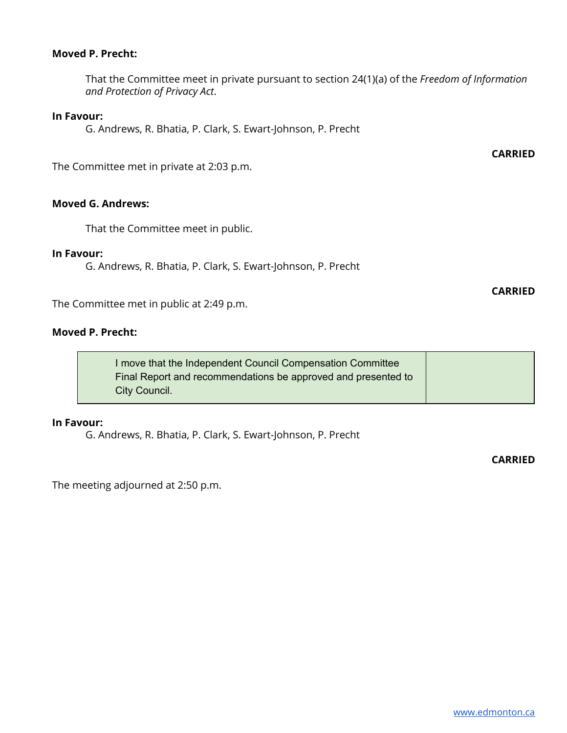**Moved P. Precht:**

> That the Committee meet in private pursuant to section 24(1)(a) of the *Freedom of Information and Protection of Privacy Act*.

**In Favour:**
G. Andrews, R. Bhatia, P. Clark, S. Ewart-Johnson, P. Precht

**CARRIED**

The Committee met in private at 2:03 p.m.

**Moved G. Andrews:**

> That the Committee meet in public.

**In Favour:**
G. Andrews, R. Bhatia, P. Clark, S. Ewart-Johnson, P. Precht

**CARRIED**

The Committee met in public at 2:49 p.m.

**Moved P. Precht:**

| | |
|---|---|
| I move that the Independent Council Compensation Committee Final Report and recommendations be approved and presented to City Council. | |

**In Favour:**
G. Andrews, R. Bhatia, P. Clark, S. Ewart-Johnson, P. Precht

**CARRIED**

The meeting adjourned at 2:50 p.m.